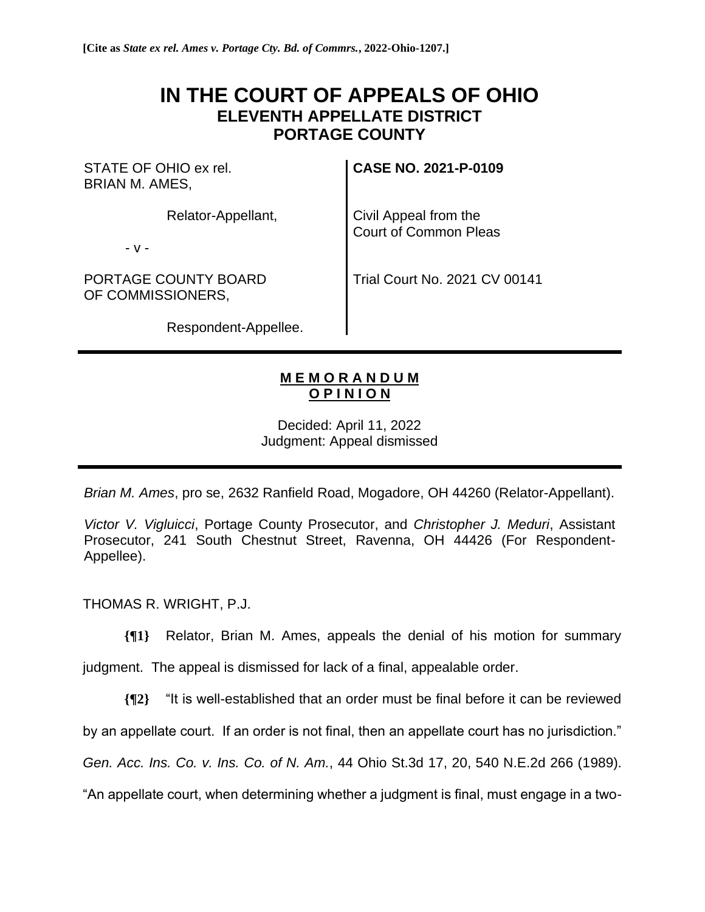**[Cite as *State ex rel. Ames v. Portage Cty. Bd. of Commrs.*, 2022-Ohio-1207.]**

# IN THE COURT OF APPEALS OF OHIO
## ELEVENTH APPELLATE DISTRICT
## PORTAGE COUNTY

| | |
|---|---|
| STATE OF OHIO ex rel. BRIAN M. AMES, | **CASE NO. 2021-P-0109** |
| Relator-Appellant, | Civil Appeal from the Court of Common Pleas |
| - v - | |
| PORTAGE COUNTY BOARD OF COMMISSIONERS, | Trial Court No. 2021 CV 00141 |
| Respondent-Appellee. | |

**MEMORANDUM OPINION**

Decided: April 11, 2022
Judgment: Appeal dismissed

*Brian M. Ames*, pro se, 2632 Ranfield Road, Mogadore, OH 44260 (Relator-Appellant).

*Victor V. Vigluicci*, Portage County Prosecutor, and *Christopher J. Meduri*, Assistant Prosecutor, 241 South Chestnut Street, Ravenna, OH 44426 (For Respondent-Appellee).

THOMAS R. WRIGHT, P.J.

**{¶1}** Relator, Brian M. Ames, appeals the denial of his motion for summary judgment. The appeal is dismissed for lack of a final, appealable order.

**{¶2}** "It is well-established that an order must be final before it can be reviewed by an appellate court. If an order is not final, then an appellate court has no jurisdiction." *Gen. Acc. Ins. Co. v. Ins. Co. of N. Am.*, 44 Ohio St.3d 17, 20, 540 N.E.2d 266 (1989). "An appellate court, when determining whether a judgment is final, must engage in a two-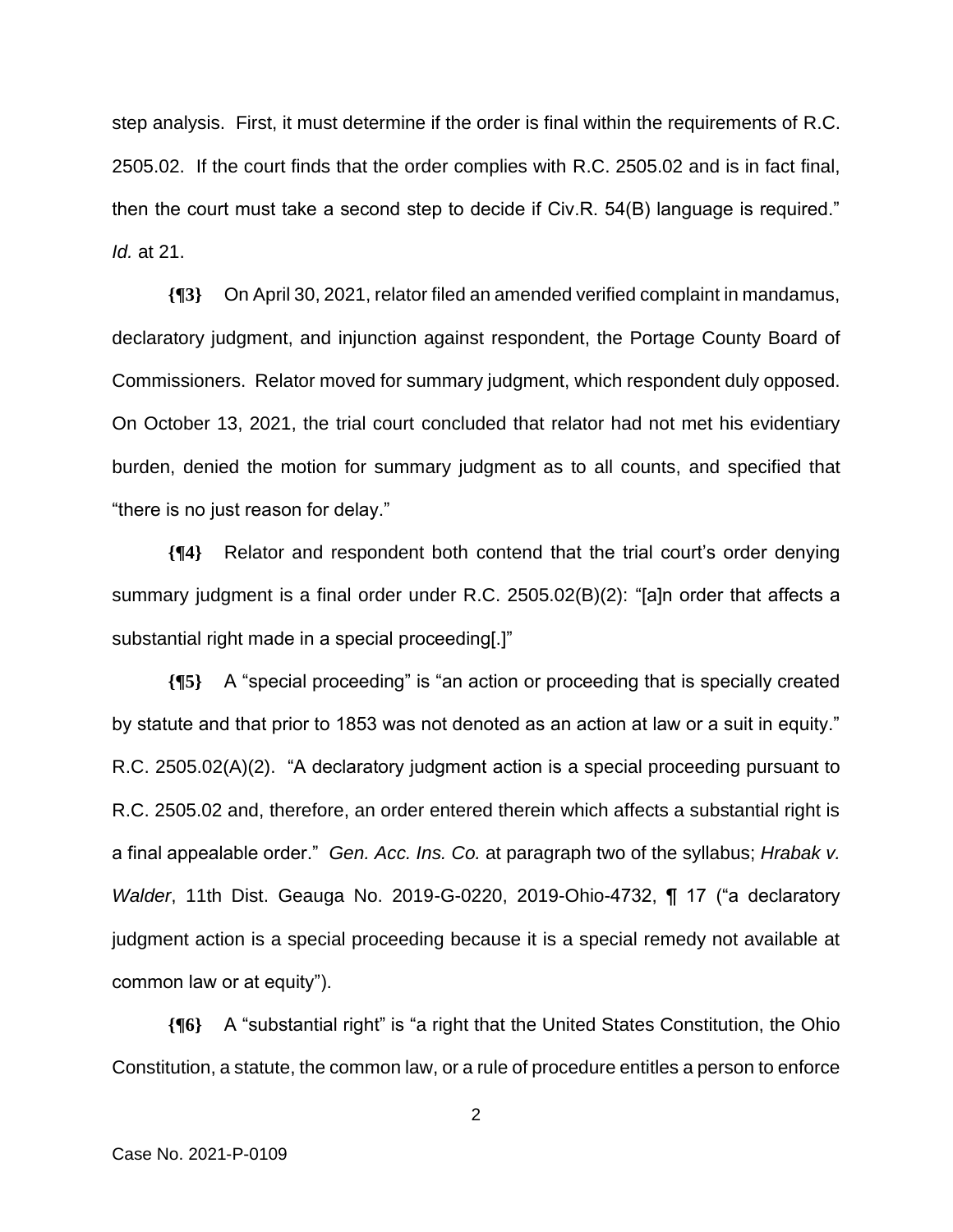step analysis. First, it must determine if the order is final within the requirements of R.C. 2505.02. If the court finds that the order complies with R.C. 2505.02 and is in fact final, then the court must take a second step to decide if Civ.R. 54(B) language is required." *Id.* at 21.

**{¶3}** On April 30, 2021, relator filed an amended verified complaint in mandamus, declaratory judgment, and injunction against respondent, the Portage County Board of Commissioners. Relator moved for summary judgment, which respondent duly opposed. On October 13, 2021, the trial court concluded that relator had not met his evidentiary burden, denied the motion for summary judgment as to all counts, and specified that "there is no just reason for delay."

**{¶4}** Relator and respondent both contend that the trial court's order denying summary judgment is a final order under R.C. 2505.02(B)(2): "[a]n order that affects a substantial right made in a special proceeding[.]"

**{¶5}** A "special proceeding" is "an action or proceeding that is specially created by statute and that prior to 1853 was not denoted as an action at law or a suit in equity." R.C. 2505.02(A)(2). "A declaratory judgment action is a special proceeding pursuant to R.C. 2505.02 and, therefore, an order entered therein which affects a substantial right is a final appealable order." *Gen. Acc. Ins. Co.* at paragraph two of the syllabus; *Hrabak v. Walder*, 11th Dist. Geauga No. 2019-G-0220, 2019-Ohio-4732, ¶ 17 ("a declaratory judgment action is a special proceeding because it is a special remedy not available at common law or at equity").

**{¶6}** A "substantial right" is "a right that the United States Constitution, the Ohio Constitution, a statute, the common law, or a rule of procedure entitles a person to enforce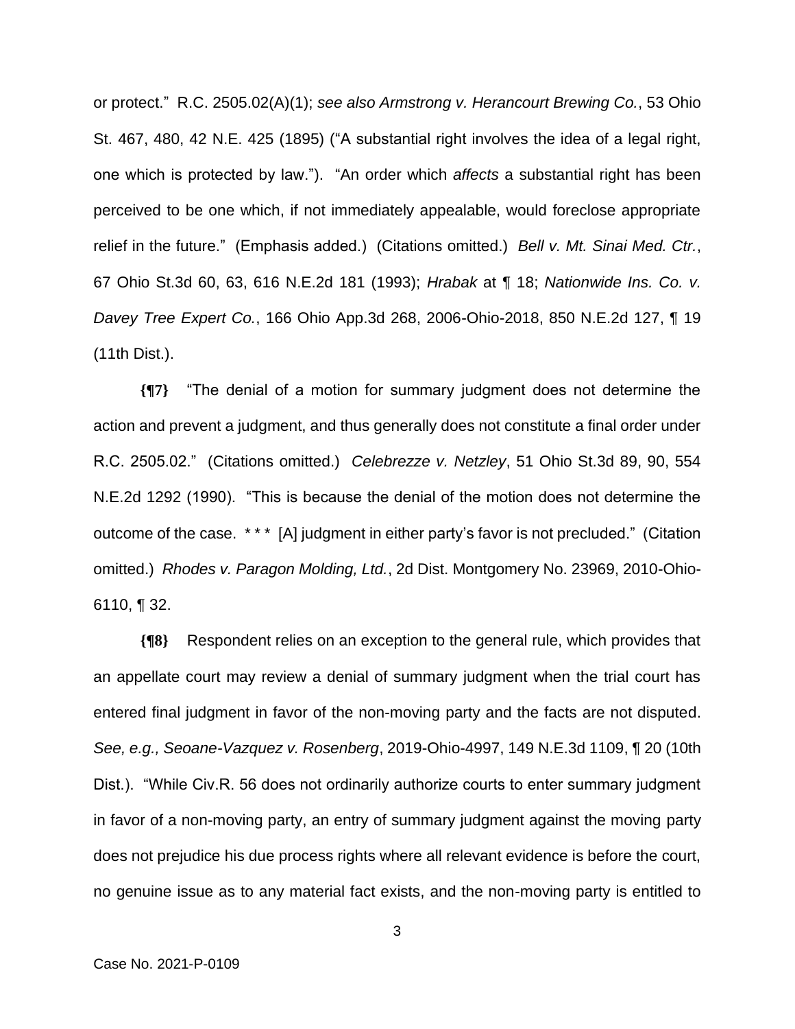or protect." R.C. 2505.02(A)(1); *see also Armstrong v. Herancourt Brewing Co.*, 53 Ohio St. 467, 480, 42 N.E. 425 (1895) ("A substantial right involves the idea of a legal right, one which is protected by law."). "An order which *affects* a substantial right has been perceived to be one which, if not immediately appealable, would foreclose appropriate relief in the future." (Emphasis added.) (Citations omitted.) *Bell v. Mt. Sinai Med. Ctr.*, 67 Ohio St.3d 60, 63, 616 N.E.2d 181 (1993); *Hrabak* at ¶ 18; *Nationwide Ins. Co. v. Davey Tree Expert Co.*, 166 Ohio App.3d 268, 2006-Ohio-2018, 850 N.E.2d 127, ¶ 19 (11th Dist.).

**{¶7}** "The denial of a motion for summary judgment does not determine the action and prevent a judgment, and thus generally does not constitute a final order under R.C. 2505.02." (Citations omitted.) *Celebrezze v. Netzley*, 51 Ohio St.3d 89, 90, 554 N.E.2d 1292 (1990). "This is because the denial of the motion does not determine the outcome of the case. * * * [A] judgment in either party's favor is not precluded." (Citation omitted.) *Rhodes v. Paragon Molding, Ltd.*, 2d Dist. Montgomery No. 23969, 2010-Ohio-6110, ¶ 32.

**{¶8}** Respondent relies on an exception to the general rule, which provides that an appellate court may review a denial of summary judgment when the trial court has entered final judgment in favor of the non-moving party and the facts are not disputed. *See, e.g., Seoane-Vazquez v. Rosenberg*, 2019-Ohio-4997, 149 N.E.3d 1109, ¶ 20 (10th Dist.). "While Civ.R. 56 does not ordinarily authorize courts to enter summary judgment in favor of a non-moving party, an entry of summary judgment against the moving party does not prejudice his due process rights where all relevant evidence is before the court, no genuine issue as to any material fact exists, and the non-moving party is entitled to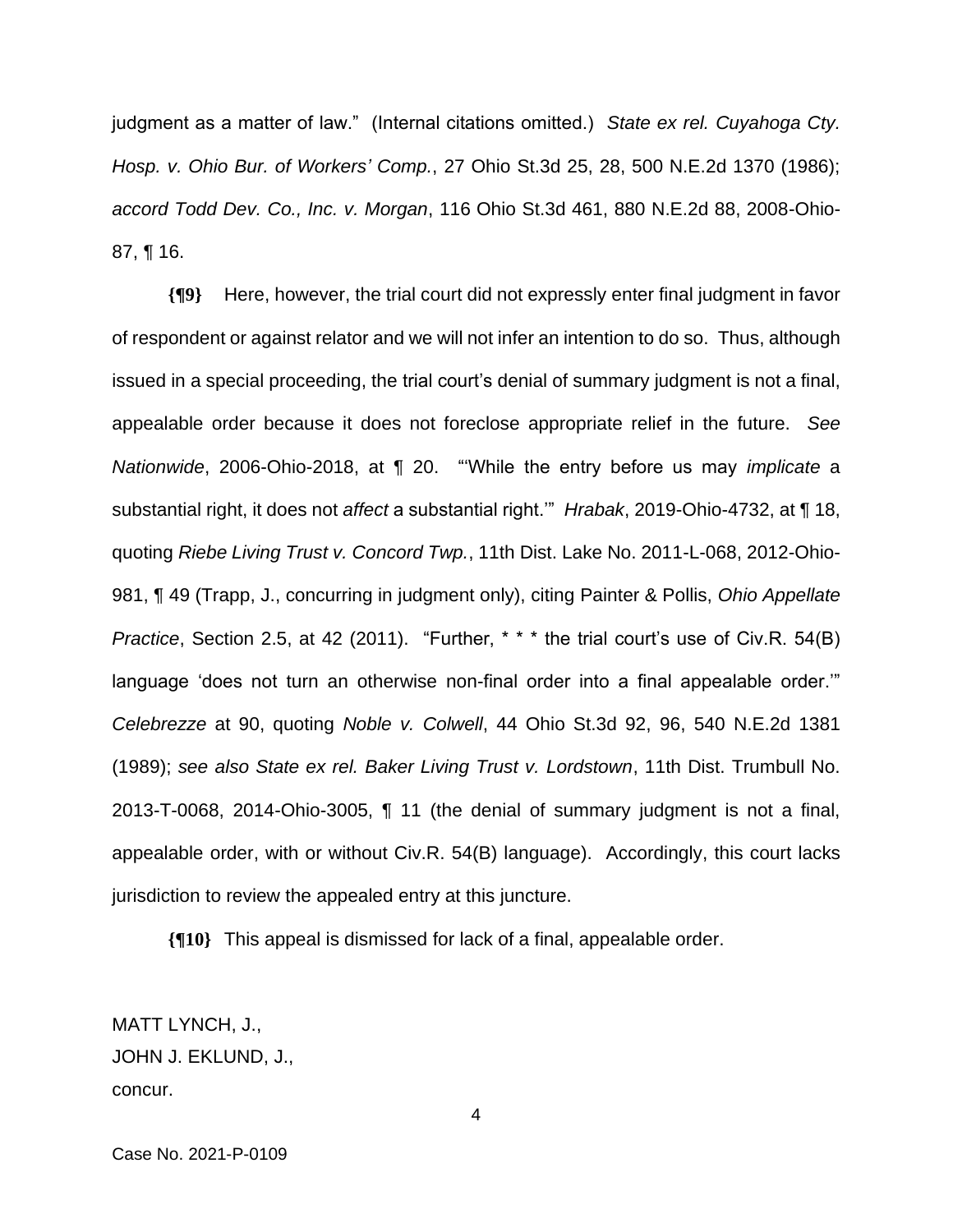judgment as a matter of law." (Internal citations omitted.) *State ex rel. Cuyahoga Cty. Hosp. v. Ohio Bur. of Workers' Comp.*, 27 Ohio St.3d 25, 28, 500 N.E.2d 1370 (1986); *accord Todd Dev. Co., Inc. v. Morgan*, 116 Ohio St.3d 461, 880 N.E.2d 88, 2008-Ohio-87, ¶ 16.

**{¶9}** Here, however, the trial court did not expressly enter final judgment in favor of respondent or against relator and we will not infer an intention to do so. Thus, although issued in a special proceeding, the trial court's denial of summary judgment is not a final, appealable order because it does not foreclose appropriate relief in the future. *See Nationwide*, 2006-Ohio-2018, at ¶ 20. "'While the entry before us may *implicate* a substantial right, it does not *affect* a substantial right.'" *Hrabak*, 2019-Ohio-4732, at ¶ 18, quoting *Riebe Living Trust v. Concord Twp.*, 11th Dist. Lake No. 2011-L-068, 2012-Ohio-981, ¶ 49 (Trapp, J., concurring in judgment only), citing Painter & Pollis, *Ohio Appellate Practice*, Section 2.5, at 42 (2011). "Further, * * * the trial court's use of Civ.R. 54(B) language 'does not turn an otherwise non-final order into a final appealable order.'" *Celebrezze* at 90, quoting *Noble v. Colwell*, 44 Ohio St.3d 92, 96, 540 N.E.2d 1381 (1989); *see also State ex rel. Baker Living Trust v. Lordstown*, 11th Dist. Trumbull No. 2013-T-0068, 2014-Ohio-3005, ¶ 11 (the denial of summary judgment is not a final, appealable order, with or without Civ.R. 54(B) language). Accordingly, this court lacks jurisdiction to review the appealed entry at this juncture.

**{¶10}** This appeal is dismissed for lack of a final, appealable order.

MATT LYNCH, J.,
JOHN J. EKLUND, J.,
concur.